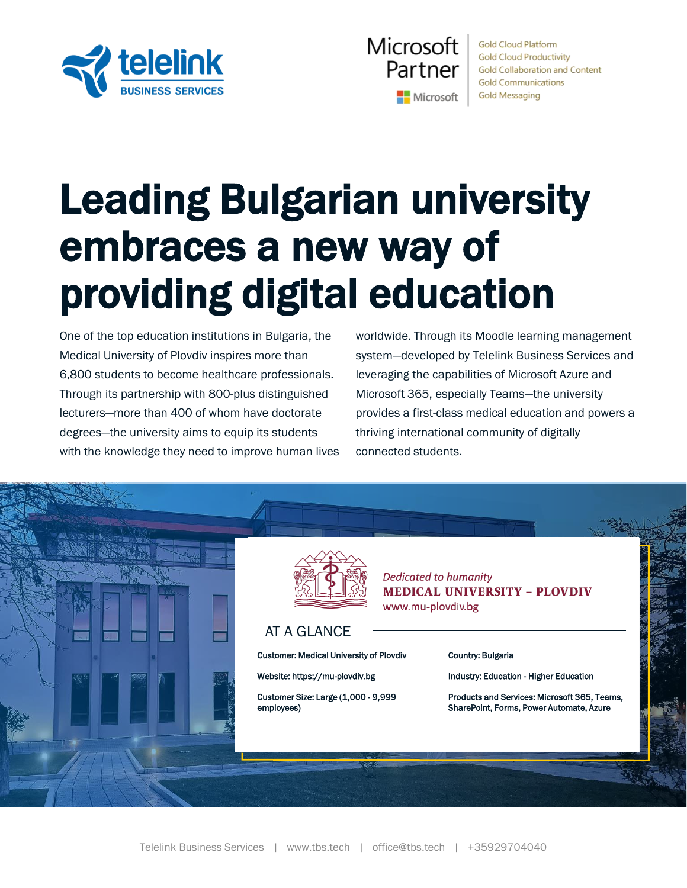telelink
BUSINESS SERVICES

Microsoft Partner
Microsoft

Gold Cloud Platform
Gold Cloud Productivity
Gold Collaboration and Content
Gold Communications
Gold Messaging

# Leading Bulgarian university embraces a new way of providing digital education

One of the top education institutions in Bulgaria, the Medical University of Plovdiv inspires more than 6,800 students to become healthcare professionals. Through its partnership with 800-plus distinguished lecturers—more than 400 of whom have doctorate degrees—the university aims to equip its students with the knowledge they need to improve human lives worldwide. Through its Moodle learning management system—developed by Telelink Business Services and leveraging the capabilities of Microsoft Azure and Microsoft 365, especially Teams—the university provides a first-class medical education and powers a thriving international community of digitally connected students.

*Dedicated to humanity*
**MEDICAL UNIVERSITY – PLOVDIV**
www.mu-plovdiv.bg

## AT A GLANCE

Customer: Medical University of Plovdiv

Website: https://mu-plovdiv.bg

Customer Size: Large (1,000 - 9,999 employees)

Country: Bulgaria

Industry: Education - Higher Education

Products and Services: Microsoft 365, Teams, SharePoint, Forms, Power Automate, Azure

Telelink Business Services | www.tbs.tech | office@tbs.tech | +35929704040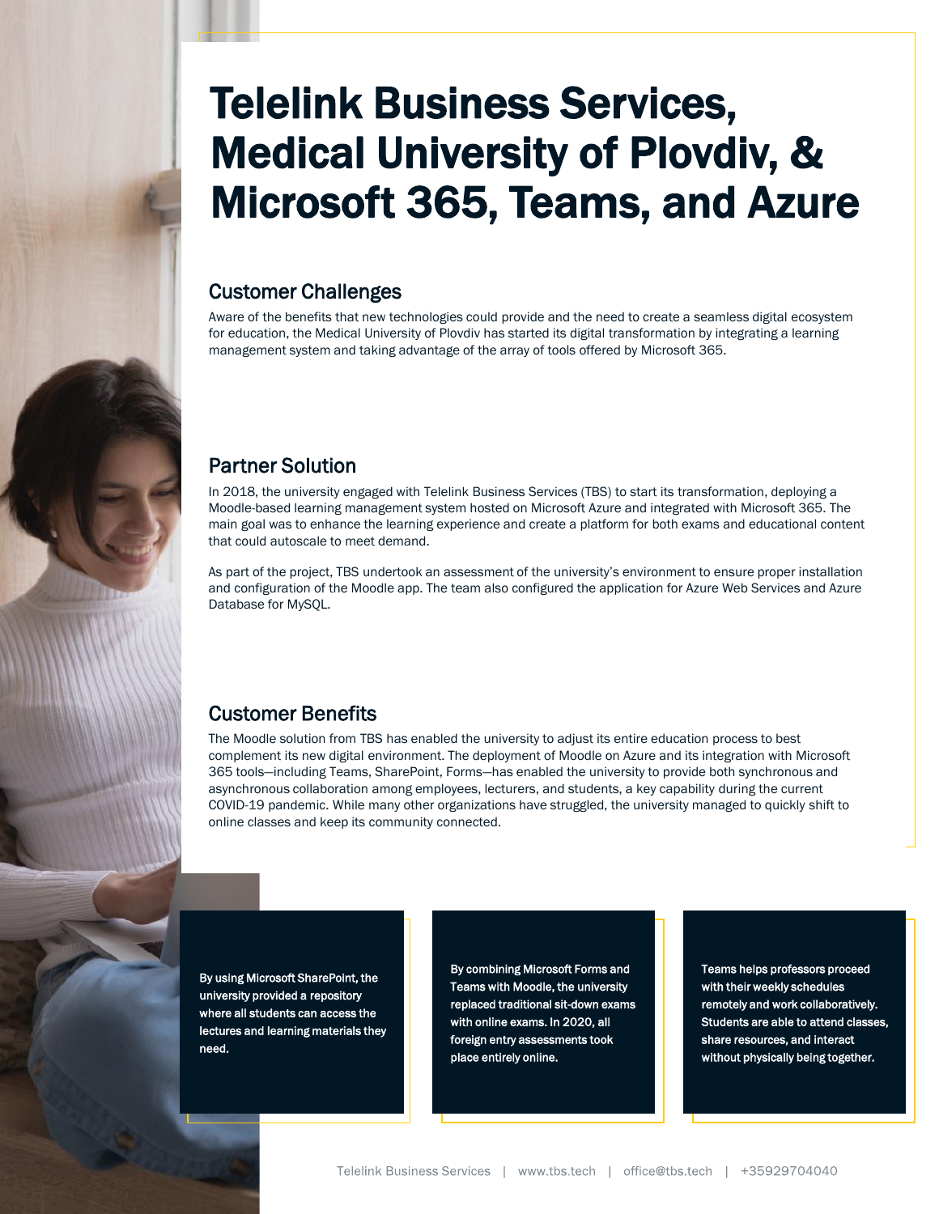# Telelink Business Services, Medical University of Plovdiv, & Microsoft 365, Teams, and Azure

## Customer Challenges

Aware of the benefits that new technologies could provide and the need to create a seamless digital ecosystem for education, the Medical University of Plovdiv has started its digital transformation by integrating a learning management system and taking advantage of the array of tools offered by Microsoft 365.

## Partner Solution

In 2018, the university engaged with Telelink Business Services (TBS) to start its transformation, deploying a Moodle-based learning management system hosted on Microsoft Azure and integrated with Microsoft 365. The main goal was to enhance the learning experience and create a platform for both exams and educational content that could autoscale to meet demand.

As part of the project, TBS undertook an assessment of the university's environment to ensure proper installation and configuration of the Moodle app. The team also configured the application for Azure Web Services and Azure Database for MySQL.

## Customer Benefits

The Moodle solution from TBS has enabled the university to adjust its entire education process to best complement its new digital environment. The deployment of Moodle on Azure and its integration with Microsoft 365 tools—including Teams, SharePoint, Forms—has enabled the university to provide both synchronous and asynchronous collaboration among employees, lecturers, and students, a key capability during the current COVID-19 pandemic. While many other organizations have struggled, the university managed to quickly shift to online classes and keep its community connected.

**By using Microsoft SharePoint, the university provided a repository where all students can access the lectures and learning materials they need.**

**By combining Microsoft Forms and Teams with Moodle, the university replaced traditional sit-down exams with online exams. In 2020, all foreign entry assessments took place entirely online.**

**Teams helps professors proceed with their weekly schedules remotely and work collaboratively. Students are able to attend classes, share resources, and interact without physically being together.**

Telelink Business Services | www.tbs.tech | office@tbs.tech | +35929704040